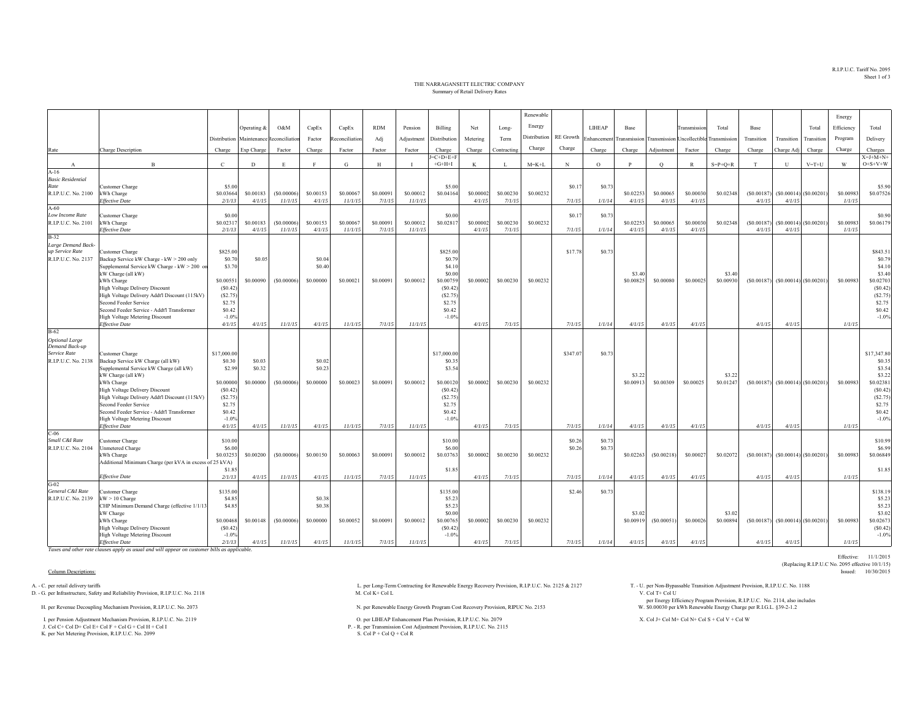R.I.P.U.C. Tariff No. 2095

# THE NARRAGANSETT ELECTRIC COMPANY

## Summary of Retail Delivery Rates

| Rate | Charge Description | Distribution Charge | Operating & Maintenance Exp Charge | O&M Reconciliation Factor | CapEx Factor Charge | CapEx Reconciliation Factor | RDM Adj Factor | Pension Adjustment Factor | Billing Distribution Charge | Net Metering Charge | Long-Term Contracting | Renewable Energy Distribution Charge | RE Growth Charge | LIHEAP Enhancement Charge | Base Transmission Charge | Transmission Adjustment | Transmission Uncollectible Factor | Total Transmission Charge | Base Transition Charge | Transition Charge Adj | Total Transition Charge | Energy Efficiency Program Charge | Total Delivery Charges |
|---|---|---|---|---|---|---|---|---|---|---|---|---|---|---|---|---|---|---|---|---|---|---|---|
| A | B | C | D | E | F | G | H | I | J=C+D+E+F+G+H+I | K | L | M=K+L | N | O | P | Q | R | S=P+Q+R | T | U | V=T+U | W | X=J+M+N+O+S+V+W |
| A-16 | | | | | | | | | | | | | | | | | | | | | | | |
| *Basic Residential Rate* | Customer Charge | $5.00 | | | | | | | $5.00 | | | | $0.17 | $0.73 | | | | | | | | | $5.90 |
| R.I.P.U.C. No. 2100 | kWh Charge | $0.03664 | $0.00183 | ($0.00006) | $0.00153 | $0.00067 | $0.00091 | $0.00012 | $0.04164 | $0.00002 | $0.00230 | $0.00232 | | | $0.02253 | $0.00065 | $0.00030 | $0.02348 | ($0.00187) | ($0.00014) | ($0.00201) | $0.00983 | $0.07526 |
| | *Effective Date* | *2/1/13* | *4/1/15* | *11/1/15* | *4/1/15* | *11/1/15* | *7/1/15* | *11/1/15* | | *4/1/15* | *7/1/15* | | *7/1/15* | *1/1/14* | *4/1/15* | *4/1/15* | *4/1/15* | | *4/1/15* | *4/1/15* | | *1/1/15* | |
| A-60 | | | | | | | | | | | | | | | | | | | | | | | |
| *Low Income Rate* | Customer Charge | $0.00 | | | | | | | $0.00 | | | | $0.17 | $0.73 | | | | | | | | | $0.90 |
| R.I.P.U.C. No. 2101 | kWh Charge | $0.02317 | $0.00183 | ($0.00006) | $0.00153 | $0.00067 | $0.00091 | $0.00012 | $0.02817 | $0.00002 | $0.00230 | $0.00232 | | | $0.02253 | $0.00065 | $0.00030 | $0.02348 | ($0.00187) | ($0.00014) | ($0.00201) | $0.00983 | $0.06179 |
| | *Effective Date* | *2/1/13* | *4/1/15* | *11/1/15* | *4/1/15* | *11/1/15* | *7/1/15* | *11/1/15* | | *4/1/15* | *7/1/15* | | *7/1/15* | *1/1/14* | *4/1/15* | *4/1/15* | *4/1/15* | | *4/1/15* | *4/1/15* | | *1/1/15* | |
| B-32 | | | | | | | | | | | | | | | | | | | | | | | |
| *Large Demand Back-up Service Rate* | Customer Charge | $825.00 | | | | | | | $825.00 | | | | $17.78 | $0.73 | | | | | | | | | $843.51 |
| R.I.P.U.C. No. 2137 | Backup Service kW Charge - kW > 200 only | $0.70 | $0.05 | | $0.04 | | | | $0.79 | | | | | | | | | | | | | | $0.79 |
| | Supplemental Service kW Charge - kW > 200 on | $3.70 | | | $0.40 | | | | $4.10 | | | | | | | | | | | | | | $4.10 |
| | kW Charge (all kW) | | | | | | | | $0.00 | | | | | | $3.40 | | | $3.40 | | | | | $3.40 |
| | kWh Charge | $0.00551 | $0.00090 | ($0.00006) | $0.00000 | $0.00021 | $0.00091 | $0.00012 | $0.00759 | $0.00002 | $0.00230 | $0.00232 | | | $0.00825 | $0.00080 | $0.00025 | $0.00930 | ($0.00187) | ($0.00014) | ($0.00201) | $0.00983 | $0.02703 |
| | High Voltage Delivery Discount | ($0.42) | | | | | | | ($0.42) | | | | | | | | | | | | | | ($0.42) |
| | High Voltage Delivery Addt'l Discount (115kV) | ($2.75) | | | | | | | ($2.75) | | | | | | | | | | | | | | ($2.75) |
| | Second Feeder Service | $2.75 | | | | | | | $2.75 | | | | | | | | | | | | | | $2.75 |
| | Second Feeder Service - Addt'l Transformer | $0.42 | | | | | | | $0.42 | | | | | | | | | | | | | | $0.42 |
| | High Voltage Metering Discount | -1.0% | | | | | | | -1.0% | | | | | | | | | | | | | | -1.0% |
| | *Effective Date* | *4/1/15* | *4/1/15* | *11/1/15* | *4/1/15* | *11/1/15* | *7/1/15* | *11/1/15* | | *4/1/15* | *7/1/15* | | *7/1/15* | *1/1/14* | *4/1/15* | *4/1/15* | *4/1/15* | | *4/1/15* | *4/1/15* | | *1/1/15* | |
| B-62 | | | | | | | | | | | | | | | | | | | | | | | |
| *Optional Large Demand Back-up Service Rate* | Customer Charge | $17,000.00 | | | | | | | $17,000.00 | | | | $347.07 | $0.73 | | | | | | | | | $17,347.80 |
| R.I.P.U.C. No. 2138 | Backup Service kW Charge (all kW) | $0.30 | $0.03 | | $0.02 | | | | $0.35 | | | | | | | | | | | | | | $0.35 |
| | Supplemental Service kW Charge (all kW) | $2.99 | $0.32 | | $0.23 | | | | $3.54 | | | | | | | | | | | | | | $3.54 |
| | kW Charge (all kW) | | | | | | | | | | | | | | $3.22 | | | $3.22 | | | | | $3.22 |
| | kWh Charge | $0.00000 | $0.00000 | ($0.00006) | $0.00000 | $0.00023 | $0.00091 | $0.00012 | $0.00120 | $0.00002 | $0.00230 | $0.00232 | | | $0.00913 | $0.00309 | $0.00025 | $0.01247 | ($0.00187) | ($0.00014) | ($0.00201) | $0.00983 | $0.02381 |
| | High Voltage Delivery Discount | ($0.42) | | | | | | | ($0.42) | | | | | | | | | | | | | | ($0.42) |
| | High Voltage Delivery Addt'l Discount (115kV) | ($2.75) | | | | | | | ($2.75) | | | | | | | | | | | | | | ($2.75) |
| | Second Feeder Service | $2.75 | | | | | | | $2.75 | | | | | | | | | | | | | | $2.75 |
| | Second Feeder Service - Addt'l Transformer | $0.42 | | | | | | | $0.42 | | | | | | | | | | | | | | $0.42 |
| | High Voltage Metering Discount | -1.0% | | | | | | | -1.0% | | | | | | | | | | | | | | -1.0% |
| | *Effective Date* | *4/1/15* | *4/1/15* | *11/1/15* | *4/1/15* | *11/1/15* | *7/1/15* | *11/1/15* | | *4/1/15* | *7/1/15* | | *7/1/15* | *1/1/14* | *4/1/15* | *4/1/15* | *4/1/15* | | *4/1/15* | *4/1/15* | | *1/1/15* | |
| C-06 | | | | | | | | | | | | | | | | | | | | | | | |
| *Small C&I Rate* | Customer Charge | $10.00 | | | | | | | $10.00 | | | | $0.26 | $0.73 | | | | | | | | | $10.99 |
| R.I.P.U.C. No. 2104 | Unmetered Charge | $6.00 | | | | | | | $6.00 | | | | $0.26 | $0.73 | | | | | | | | | $6.99 |
| | kWh Charge | $0.03253 | $0.00200 | ($0.00006) | $0.00150 | $0.00063 | $0.00091 | $0.00012 | $0.03763 | $0.00002 | $0.00230 | $0.00232 | | | $0.02263 | ($0.00218) | $0.00027 | $0.02072 | ($0.00187) | ($0.00014) | ($0.00201) | $0.00983 | $0.06849 |
| | Additional Minimum Charge (per kVA in excess of 25 kVA) | $1.85 | | | | | | | $1.85 | | | | | | | | | | | | | | $1.85 |
| | *Effective Date* | *2/1/13* | *4/1/15* | *11/1/15* | *4/1/15* | *11/1/15* | *7/1/15* | *11/1/15* | | *4/1/15* | *7/1/15* | | *7/1/15* | *1/1/14* | *4/1/15* | *4/1/15* | *4/1/15* | | *4/1/15* | *4/1/15* | | *1/1/15* | |
| G-02 | | | | | | | | | | | | | | | | | | | | | | | |
| *General C&I Rate* | Customer Charge | $135.00 | | | | | | | $135.00 | | | | $2.46 | $0.73 | | | | | | | | | $138.19 |
| R.I.P.U.C. No. 2139 | kW > 10 Charge | $4.85 | | | $0.38 | | | | $5.23 | | | | | | | | | | | | | | $5.23 |
| | CHP Minimum Demand Charge (effective 1/1/13 | $4.85 | | | $0.38 | | | | $5.23 | | | | | | | | | | | | | | $5.23 |
| | kW Charge | | | | | | | | $0.00 | | | | | | $3.02 | | | $3.02 | | | | | $3.02 |
| | kWh Charge | $0.00468 | $0.00148 | ($0.00006) | $0.00000 | $0.00052 | $0.00091 | $0.00012 | $0.00765 | $0.00002 | $0.00230 | $0.00232 | | | $0.00919 | ($0.00051) | $0.00026 | $0.00894 | ($0.00187) | ($0.00014) | ($0.00201) | $0.00983 | $0.02673 |
| | High Voltage Delivery Discount | ($0.42) | | | | | | | ($0.42) | | | | | | | | | | | | | | ($0.42) |
| | High Voltage Metering Discount | -1.0% | | | | | | | -1.0% | | | | | | | | | | | | | | -1.0% |
| | *Effective Date* | *2/1/13* | *4/1/15* | *11/1/15* | *4/1/15* | *11/1/15* | *7/1/15* | *11/1/15* | | *4/1/15* | *7/1/15* | | *7/1/15* | *1/1/14* | *4/1/15* | *4/1/15* | *4/1/15* | | *4/1/15* | *4/1/15* | | *1/1/15* | |

*Taxes and other rate clauses apply as usual and will appear on customer bills as applicable.*

Effective: 11/1/2015
(Replacing R.I.P.U.C No. 2095 effective 10/1/15)
Issued: 10/30/2015

Column Descriptions:

A. - C. per retail delivery tariffs
D. - G. per Infrastructure, Safety and Reliability Provision, R.I.P.U.C. No. 2118
H. per Revenue Decoupling Mechanism Provision, R.I.P.U.C. No. 2073
I. per Pension Adjustment Mechanism Provision, R.I.P.U.C. No. 2119
J. Col C+ Col D+ Col E+ Col F + Col G + Col H + Col I
K. per Net Metering Provision, R.I.P.U.C. No. 2099
L. per Long-Term Contracting for Renewable Energy Recovery Provision, R.I.P.U.C. No. 2125 & 2127
M. Col K+ Col L
N. per Renewable Energy Growth Program Cost Recovery Provision, RIPUC No. 2153
O. per LIHEAP Enhancement Plan Provision, R.I.P.U.C. No. 2079
P. - R. per Transmission Cost Adjustment Provision, R.I.P.U.C. No. 2115
S. Col P + Col Q + Col R
T. - U. per Non-Bypassable Transition Adjustment Provision, R.I.P.U.C. No. 1188
V. Col T+ Col U
W. per Energy Efficiency Program Provision, R.I.P.U.C. No. 2114, also includes $0.00030 per kWh Renewable Energy Charge per R.I.G.L. §39-2-1.2
X. Col J+ Col M+ Col N+ Col S + Col V + Col W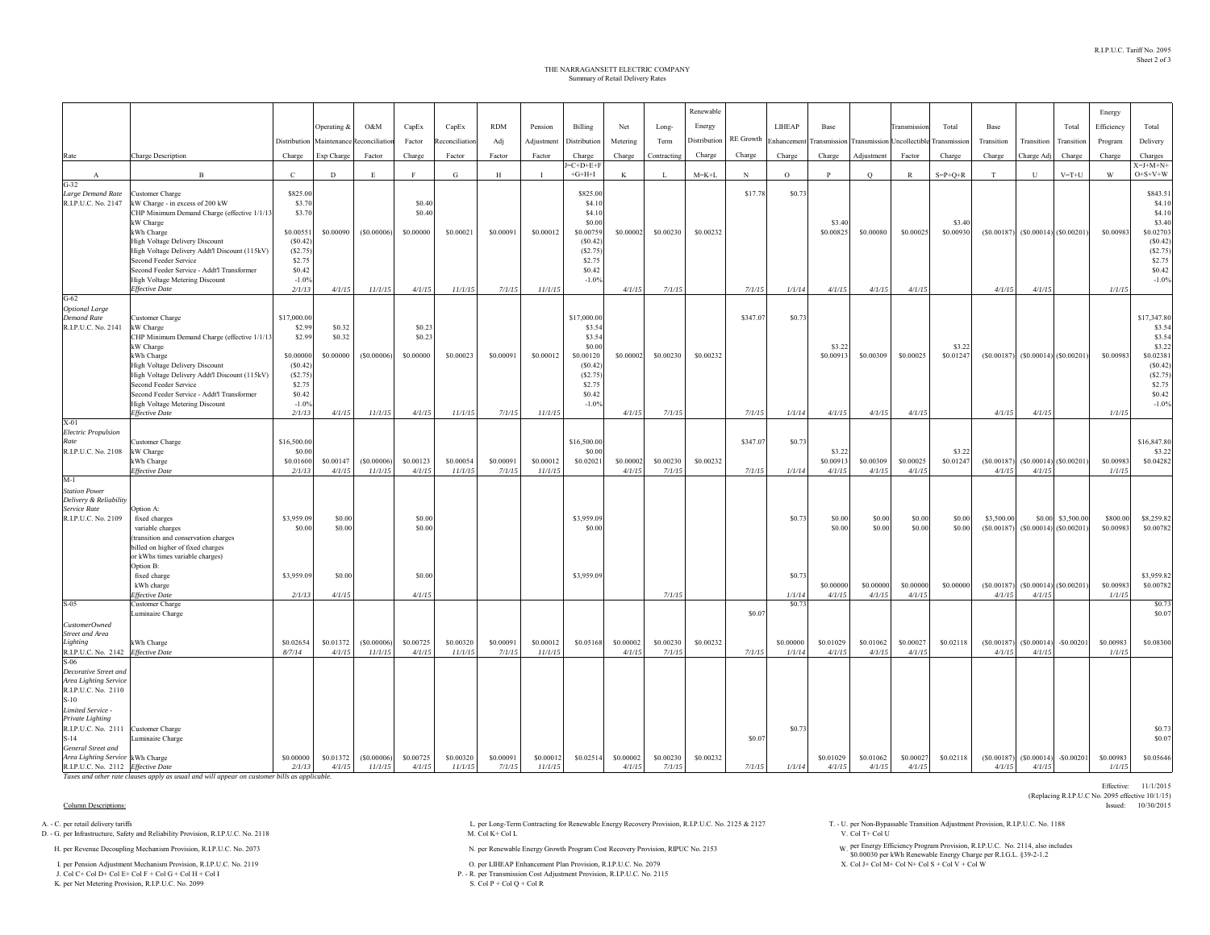THE NARRAGANSETT ELECTRIC COMPANY
Summary of Retail Delivery Rates

| Rate | Charge Description | Distribution Charge | Operating & Maintenance Exp Charge | O&M Reconciliation Factor | CapEx Factor Charge | CapEx Reconciliation Factor | RDM Adj Factor | Pension Adjustment Factor | Billing Distribution Charge | Net Metering Charge | Long-Term Contracting | Renewable Energy Distribution Charge | RE Growth Charge | LIHEAP Enhancement Charge | Base Transmission Charge | Transmission Adjustment | Transmission Uncollectible Factor | Total Transmission Charge | Base Transition Charge | Transition Charge Adj | Total Transition Charge | Energy Efficiency Program Charge | Total Delivery Charges |
|---|---|---|---|---|---|---|---|---|---|---|---|---|---|---|---|---|---|---|---|---|---|---|---|
| A | B | C | D | E | F | G | H | I | J=C+D+E+F+G+H+I | K | L | M=K+L | N | O | P | Q | R | S=P+Q+R | T | U | V=T+U | W | X=J+M+N+O+S+V+W |
| G-32 | | | | | | | | | | | | | | | | | | | | | | | |
| *Large Demand Rate* | Customer Charge | $825.00 | | | | | | | $825.00 | | | | $17.78 | $0.73 | | | | | | | | | $843.51 |
| R.I.P.U.C. No. 2147 | kW Charge - in excess of 200 kW | $3.70 | | | $0.40 | | | | $4.10 | | | | | | | | | | | | | | $4.10 |
| | CHP Minimum Demand Charge (effective 1/1/13) | $3.70 | | | $0.40 | | | | $4.10 | | | | | | | | | | | | | | $4.10 |
| | kW Charge | | | | | | | | $0.00 | | | | | | $3.40 | | | $3.40 | | | | | $3.40 |
| | kWh Charge | $0.00551 | $0.00090 | ($0.00006) | $0.00000 | $0.00021 | $0.00091 | $0.00012 | $0.00759 | $0.00002 | $0.00230 | $0.00232 | | | $0.00825 | $0.00080 | $0.00025 | $0.00930 | ($0.00187) | ($0.00014) | ($0.00201) | $0.00983 | $0.02703 |
| | High Voltage Delivery Discount | ($0.42) | | | | | | | ($0.42) | | | | | | | | | | | | | | ($0.42) |
| | High Voltage Delivery Addt'l Discount (115kV) | ($2.75) | | | | | | | ($2.75) | | | | | | | | | | | | | | ($2.75) |
| | Second Feeder Service | $2.75 | | | | | | | $2.75 | | | | | | | | | | | | | | $2.75 |
| | Second Feeder Service - Addt'l Transformer | $0.42 | | | | | | | $0.42 | | | | | | | | | | | | | | $0.42 |
| | High Voltage Metering Discount | -1.0% | | | | | | | -1.0% | | | | | | | | | | | | | | -1.0% |
| | *Effective Date* | *2/1/13* | *4/1/15* | *11/1/15* | *4/1/15* | *11/1/15* | *7/1/15* | *11/1/15* | | *4/1/15* | *7/1/15* | | *7/1/15* | *1/1/14* | *4/1/15* | *4/1/15* | *4/1/15* | | *4/1/15* | *4/1/15* | | *1/1/15* | |
| G-62 | | | | | | | | | | | | | | | | | | | | | | | |
| *Optional Large Demand Rate* | Customer Charge | $17,000.00 | | | | | | | $17,000.00 | | | | $347.07 | $0.73 | | | | | | | | | $17,347.80 |
| R.I.P.U.C. No. 2141 | kW Charge | $2.99 | $0.32 | | $0.23 | | | | $3.54 | | | | | | | | | | | | | | $3.54 |
| | CHP Minimum Demand Charge (effective 1/1/13) | $2.99 | $0.32 | | $0.23 | | | | $3.54 | | | | | | | | | | | | | | $3.54 |
| | kW Charge | | | | | | | | $0.00 | | | | | | $3.22 | | | $3.22 | | | | | $3.22 |
| | kWh Charge | $0.00000 | $0.00000 | ($0.00006) | $0.00000 | $0.00023 | $0.00091 | $0.00012 | $0.00120 | $0.00002 | $0.00230 | $0.00232 | | | $0.00913 | $0.00309 | $0.00025 | $0.01247 | ($0.00187) | ($0.00014) | ($0.00201) | $0.00983 | $0.02381 |
| | High Voltage Delivery Discount | ($0.42) | | | | | | | ($0.42) | | | | | | | | | | | | | | ($0.42) |
| | High Voltage Delivery Addt'l Discount (115kV) | ($2.75) | | | | | | | ($2.75) | | | | | | | | | | | | | | ($2.75) |
| | Second Feeder Service | $2.75 | | | | | | | $2.75 | | | | | | | | | | | | | | $2.75 |
| | Second Feeder Service - Addt'l Transformer | $0.42 | | | | | | | $0.42 | | | | | | | | | | | | | | $0.42 |
| | High Voltage Metering Discount | -1.0% | | | | | | | -1.0% | | | | | | | | | | | | | | -1.0% |
| | *Effective Date* | *2/1/13* | *4/1/15* | *11/1/15* | *4/1/15* | *11/1/15* | *7/1/15* | *11/1/15* | | *4/1/15* | *7/1/15* | | *7/1/15* | *1/1/14* | *4/1/15* | *4/1/15* | *4/1/15* | | *4/1/15* | *4/1/15* | | *1/1/15* | |
| X-01 | | | | | | | | | | | | | | | | | | | | | | | |
| *Electric Propulsion Rate* | Customer Charge | $16,500.00 | | | | | | | $16,500.00 | | | | $347.07 | $0.73 | | | | | | | | | $16,847.80 |
| R.I.P.U.C. No. 2108 | kW Charge | $0.00 | | | | | | | $0.00 | | | | | | $3.22 | | | $3.22 | | | | | $3.22 |
| | kWh Charge | $0.01600 | $0.00147 | ($0.00006) | $0.00123 | $0.00054 | $0.00091 | $0.00012 | $0.02021 | $0.00002 | $0.00230 | $0.00232 | | | $0.00913 | $0.00309 | $0.00025 | $0.01247 | ($0.00187) | ($0.00014) | ($0.00201) | $0.00983 | $0.04282 |
| | *Effective Date* | *2/1/13* | *4/1/15* | *11/1/15* | *4/1/15* | *11/1/15* | *7/1/15* | *11/1/15* | | *4/1/15* | *7/1/15* | | *7/1/15* | *1/1/14* | *4/1/15* | *4/1/15* | *4/1/15* | | *4/1/15* | *4/1/15* | | *1/1/15* | |
| M-1 | | | | | | | | | | | | | | | | | | | | | | | |
| *Station Power Delivery & Reliability Service Rate* | | | | | | | | | | | | | | | | | | | | | | | |
| R.I.P.U.C. No. 2109 | Option A: | | | | | | | | | | | | | | | | | | | | | | |
| | fixed charges | $3,959.09 | $0.00 | | $0.00 | | | | $3,959.09 | | | | | $0.73 | $0.00 | $0.00 | $0.00 | $0.00 | $3,500.00 | $0.00 | $3,500.00 | $800.00 | $8,259.82 |
| | variable charges | $0.00 | $0.00 | | $0.00 | | | | $0.00 | | | | | | $0.00 | $0.00 | $0.00 | $0.00 | ($0.00187) | ($0.00014) | ($0.00201) | $0.00983 | $0.00782 |
| | (transition and conservation charges billed on higher of fixed charges or kWhs times variable charges) | | | | | | | | | | | | | | | | | | | | | | |
| | Option B: | | | | | | | | | | | | | | | | | | | | | | |
| | fixed charge | $3,959.09 | $0.00 | | $0.00 | | | | $3,959.09 | | | | | $0.73 | | | | | | | | | $3,959.82 |
| | kWh charge | | | | | | | | | | | | | | $0.00000 | $0.00000 | $0.00000 | $0.00000 | ($0.00187) | ($0.00014) | ($0.00201) | $0.00983 | $0.00782 |
| | *Effective Date* | *2/1/13* | *4/1/15* | | *4/1/15* | | | | | | *7/1/15* | | | *1/1/14* | *4/1/15* | *4/1/15* | *4/1/15* | | *4/1/15* | *4/1/15* | | *1/1/15* | |
| S-05 | Customer Charge | | | | | | | | | | | | | $0.73 | | | | | | | | | $0.73 |
| | Luminaire Charge | | | | | | | | | | | | $0.07 | | | | | | | | | | $0.07 |
| *CustomerOwned Street and Area Lighting* | kWh Charge | $0.02654 | $0.01372 | ($0.00006) | $0.00725 | $0.00320 | $0.00091 | $0.00012 | $0.05168 | $0.00002 | $0.00230 | $0.00232 | | $0.00000 | $0.01029 | $0.01062 | $0.00027 | $0.02118 | ($0.00187) | ($0.00014) | -$0.00201 | $0.00983 | $0.08300 |
| R.I.P.U.C. No. 2142 | *Effective Date* | *8/7/14* | *4/1/15* | *11/1/15* | *4/1/15* | *11/1/15* | *7/1/15* | *11/1/15* | | *4/1/15* | *7/1/15* | | *7/1/15* | *1/1/14* | *4/1/15* | *4/1/15* | *4/1/15* | | *4/1/15* | *4/1/15* | | *1/1/15* | |
| S-06 | | | | | | | | | | | | | | | | | | | | | | | |
| *Decorative Street and Area Lighting Service* | | | | | | | | | | | | | | | | | | | | | | | |
| R.I.P.U.C. No. 2110 | | | | | | | | | | | | | | | | | | | | | | | |
| S-10 | | | | | | | | | | | | | | | | | | | | | | | |
| *Limited Service - Private Lighting* | | | | | | | | | | | | | | | | | | | | | | | |
| R.I.P.U.C. No. 2111 | Customer Charge | | | | | | | | | | | | | $0.73 | | | | | | | | | $0.73 |
| S-14 | Luminaire Charge | | | | | | | | | | | | $0.07 | | | | | | | | | | $0.07 |
| *General Street and Area Lighting Service* | kWh Charge | $0.00000 | $0.01372 | ($0.00006) | $0.00725 | $0.00320 | $0.00091 | $0.00012 | $0.02514 | $0.00002 | $0.00230 | $0.00232 | | | $0.01029 | $0.01062 | $0.00027 | $0.02118 | ($0.00187) | ($0.00014) | -$0.00201 | $0.00983 | $0.05646 |
| R.I.P.U.C. No. 2112 | *Effective Date* | *2/1/13* | *4/1/15* | *11/1/15* | *4/1/15* | *11/1/15* | *7/1/15* | *11/1/15* | | *4/1/15* | *7/1/15* | | *7/1/15* | *1/1/14* | *4/1/15* | *4/1/15* | *4/1/15* | | *4/1/15* | *4/1/15* | | *1/1/15* | |

*Taxes and other rate clauses apply as usual and will appear on customer bills as applicable.*

Effective: 11/1/2015
(Replacing R.I.P.U.C No. 2095 effective 10/1/15)
Issued: 10/30/2015

Column Descriptions:

A. - C. per retail delivery tariffs
D. - G. per Infrastructure, Safety and Reliability Provision, R.I.P.U.C. No. 2118
H. per Revenue Decoupling Mechanism Provision, R.I.P.U.C. No. 2073
I. per Pension Adjustment Mechanism Provision, R.I.P.U.C. No. 2119
J. Col C+ Col D+ Col E+ Col F + Col G + Col H + Col I
K. per Net Metering Provision, R.I.P.U.C. No. 2099
L. per Long-Term Contracting for Renewable Energy Recovery Provision, R.I.P.U.C. No. 2125 & 2127
M. Col K+ Col L
N. per Renewable Energy Growth Program Cost Recovery Provision, RIPUC No. 2153
O. per LIHEAP Enhancement Plan Provision, R.I.P.U.C. No. 2079
P. - R. per Transmission Cost Adjustment Provision, R.I.P.U.C. No. 2115
S. Col P + Col Q + Col R
T. - U. per Non-Bypassable Transition Adjustment Provision, R.I.P.U.C. No. 1188
V. Col T+ Col U
W. per Energy Efficiency Program Provision, R.I.P.U.C. No. 2114, also includes $0.00030 per kWh Renewable Energy Charge per R.I.G.L. §39-2-1.2
X. Col J+ Col M+ Col N+ Col S + Col V + Col W